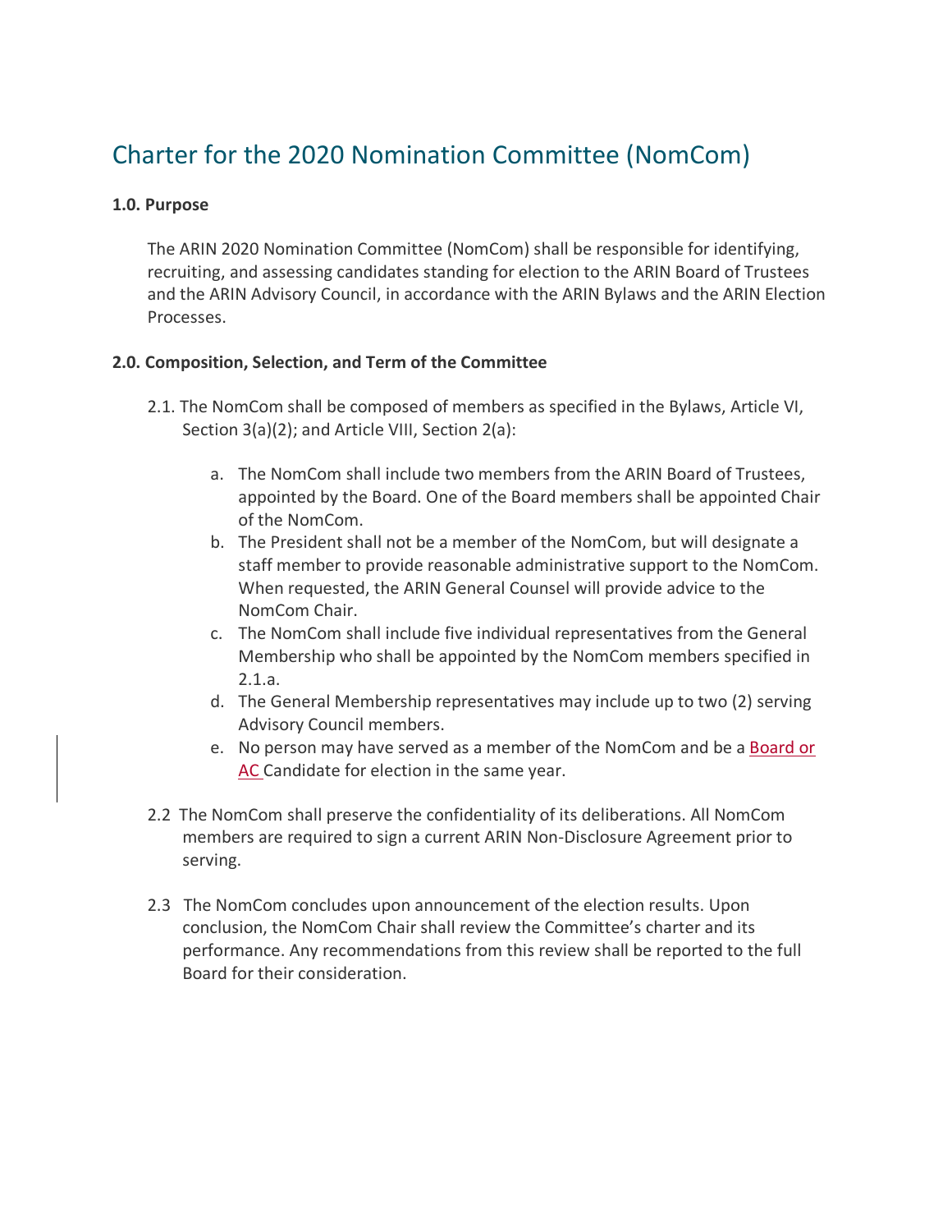# Charter for the 2020 Nomination Committee (NomCom)

**1.0. Purpose**

The ARIN 2020 Nomination Committee (NomCom) shall be responsible for identifying, recruiting, and assessing candidates standing for election to the ARIN Board of Trustees and the ARIN Advisory Council, in accordance with the ARIN Bylaws and the ARIN Election Processes.

**2.0. Composition, Selection, and Term of the Committee**

2.1. The NomCom shall be composed of members as specified in the Bylaws, Article VI, Section 3(a)(2); and Article VIII, Section 2(a):

a. The NomCom shall include two members from the ARIN Board of Trustees, appointed by the Board. One of the Board members shall be appointed Chair of the NomCom.

b. The President shall not be a member of the NomCom, but will designate a staff member to provide reasonable administrative support to the NomCom. When requested, the ARIN General Counsel will provide advice to the NomCom Chair.

c. The NomCom shall include five individual representatives from the General Membership who shall be appointed by the NomCom members specified in 2.1.a.

d. The General Membership representatives may include up to two (2) serving Advisory Council members.

e. No person may have served as a member of the NomCom and be a Board or AC Candidate for election in the same year.

2.2 The NomCom shall preserve the confidentiality of its deliberations. All NomCom members are required to sign a current ARIN Non-Disclosure Agreement prior to serving.

2.3 The NomCom concludes upon announcement of the election results. Upon conclusion, the NomCom Chair shall review the Committee's charter and its performance. Any recommendations from this review shall be reported to the full Board for their consideration.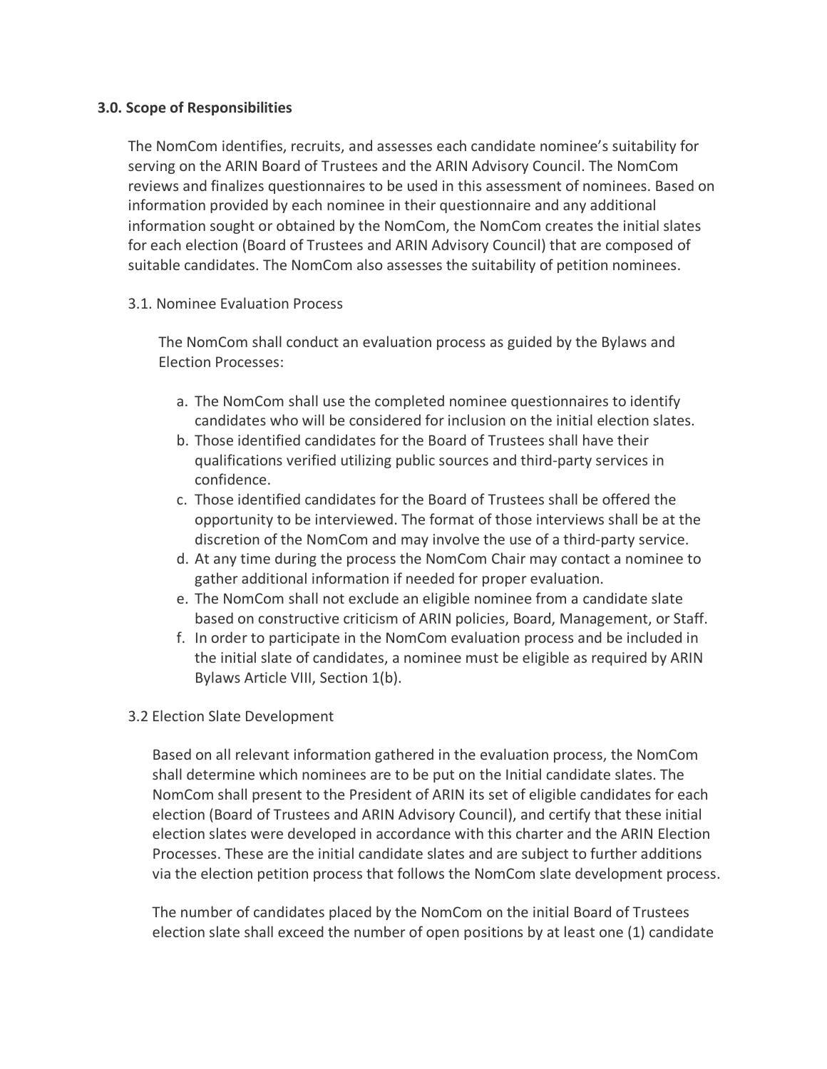### 3.0. Scope of Responsibilities

The NomCom identifies, recruits, and assesses each candidate nominee's suitability for serving on the ARIN Board of Trustees and the ARIN Advisory Council. The NomCom reviews and finalizes questionnaires to be used in this assessment of nominees. Based on information provided by each nominee in their questionnaire and any additional information sought or obtained by the NomCom, the NomCom creates the initial slates for each election (Board of Trustees and ARIN Advisory Council) that are composed of suitable candidates. The NomCom also assesses the suitability of petition nominees.

#### 3.1. Nominee Evaluation Process

The NomCom shall conduct an evaluation process as guided by the Bylaws and Election Processes:

a. The NomCom shall use the completed nominee questionnaires to identify candidates who will be considered for inclusion on the initial election slates.
b. Those identified candidates for the Board of Trustees shall have their qualifications verified utilizing public sources and third-party services in confidence.
c. Those identified candidates for the Board of Trustees shall be offered the opportunity to be interviewed. The format of those interviews shall be at the discretion of the NomCom and may involve the use of a third-party service.
d. At any time during the process the NomCom Chair may contact a nominee to gather additional information if needed for proper evaluation.
e. The NomCom shall not exclude an eligible nominee from a candidate slate based on constructive criticism of ARIN policies, Board, Management, or Staff.
f. In order to participate in the NomCom evaluation process and be included in the initial slate of candidates, a nominee must be eligible as required by ARIN Bylaws Article VIII, Section 1(b).

#### 3.2 Election Slate Development

Based on all relevant information gathered in the evaluation process, the NomCom shall determine which nominees are to be put on the Initial candidate slates. The NomCom shall present to the President of ARIN its set of eligible candidates for each election (Board of Trustees and ARIN Advisory Council), and certify that these initial election slates were developed in accordance with this charter and the ARIN Election Processes. These are the initial candidate slates and are subject to further additions via the election petition process that follows the NomCom slate development process.

The number of candidates placed by the NomCom on the initial Board of Trustees election slate shall exceed the number of open positions by at least one (1) candidate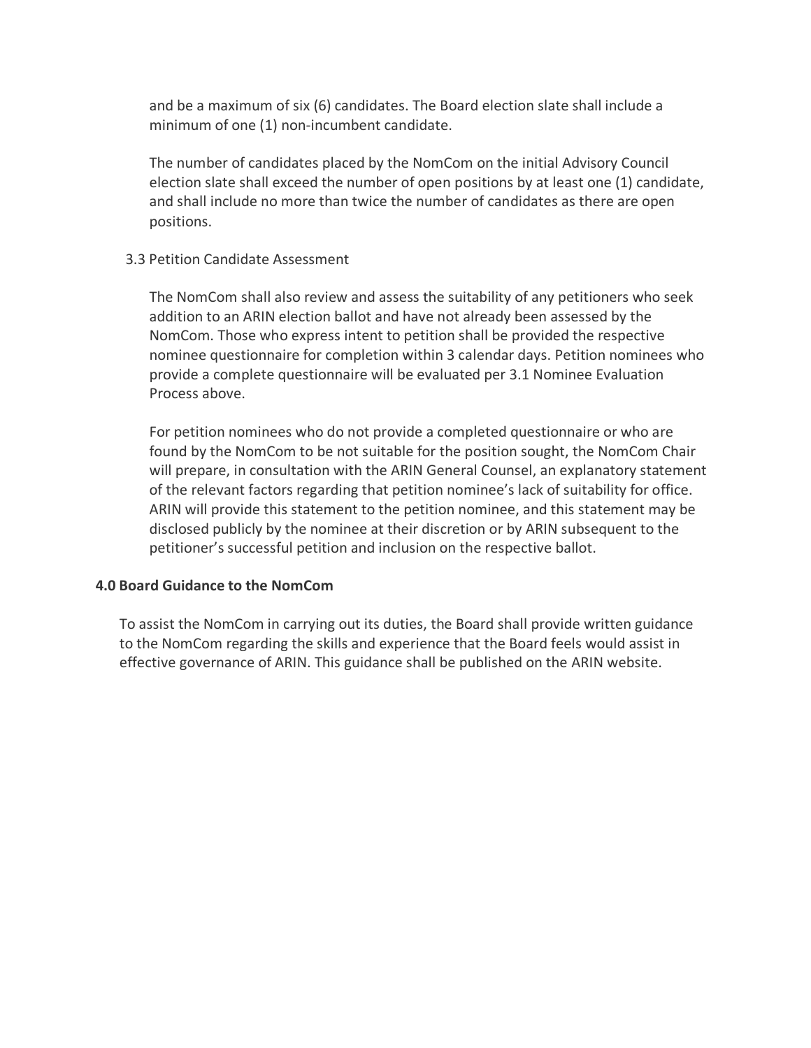and be a maximum of six (6) candidates. The Board election slate shall include a minimum of one (1) non-incumbent candidate.

The number of candidates placed by the NomCom on the initial Advisory Council election slate shall exceed the number of open positions by at least one (1) candidate, and shall include no more than twice the number of candidates as there are open positions.

### 3.3 Petition Candidate Assessment

The NomCom shall also review and assess the suitability of any petitioners who seek addition to an ARIN election ballot and have not already been assessed by the NomCom. Those who express intent to petition shall be provided the respective nominee questionnaire for completion within 3 calendar days. Petition nominees who provide a complete questionnaire will be evaluated per 3.1 Nominee Evaluation Process above.

For petition nominees who do not provide a completed questionnaire or who are found by the NomCom to be not suitable for the position sought, the NomCom Chair will prepare, in consultation with the ARIN General Counsel, an explanatory statement of the relevant factors regarding that petition nominee's lack of suitability for office. ARIN will provide this statement to the petition nominee, and this statement may be disclosed publicly by the nominee at their discretion or by ARIN subsequent to the petitioner's successful petition and inclusion on the respective ballot.

## 4.0 Board Guidance to the NomCom

To assist the NomCom in carrying out its duties, the Board shall provide written guidance to the NomCom regarding the skills and experience that the Board feels would assist in effective governance of ARIN. This guidance shall be published on the ARIN website.